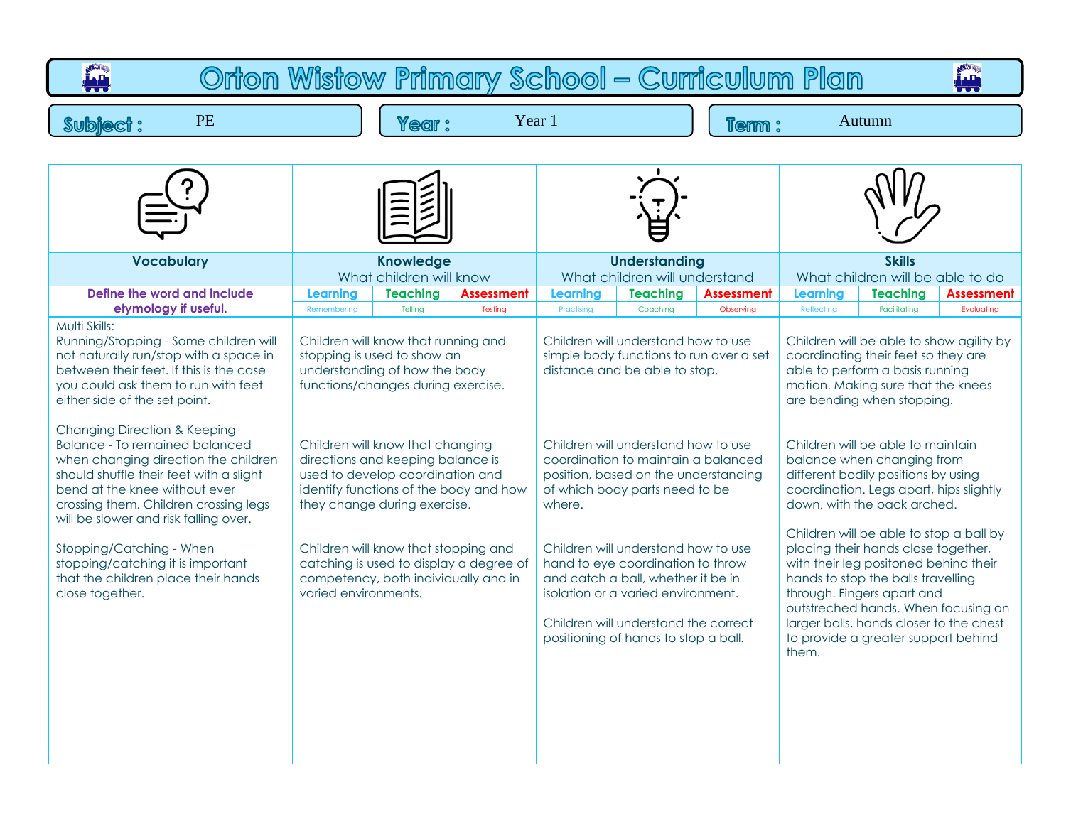# Orton Wistow Primary School – Curriculum Plan

**Subject :** PE | **Year :** Year 1 | **Term :** Autumn

| Vocabulary | Knowledge | Understanding | Skills |
|---|---|---|---|
| | What children will know | What children will understand | What children will be able to do |
| Define the word and include etymology if useful. | Learning (Remembering) / Teaching (Telling) / Assessment (Testing) | Learning (Practising) / Teaching (Coaching) / Assessment (Observing) | Learning (Reflecting) / Teaching (Facilitating) / Assessment (Evaluating) |
| Multi Skills:<br>Running/Stopping - Some children will not naturally run/stop with a space in between their feet. If this is the case you could ask them to run with feet either side of the set point. | Children will know that running and stopping is used to show an understanding of how the body functions/changes during exercise. | Children will understand how to use simple body functions to run over a set distance and be able to stop. | Children will be able to show agility by coordinating their feet so they are able to perform a basis running motion. Making sure that the knees are bending when stopping. |
| Changing Direction & Keeping Balance - To remained balanced when changing direction the children should shuffle their feet with a slight bend at the knee without ever crossing them. Children crossing legs will be slower and risk falling over. | Children will know that changing directions and keeping balance is used to develop coordination and identify functions of the body and how they change during exercise. | Children will understand how to use coordination to maintain a balanced position, based on the understanding of which body parts need to be where. | Children will be able to maintain balance when changing from different bodily positions by using coordination. Legs apart, hips slightly down, with the back arched. |
| Stopping/Catching - When stopping/catching it is important that the children place their hands close together. | Children will know that stopping and catching is used to display a degree of competency, both individually and in varied environments. | Children will understand how to use hand to eye coordination to throw and catch a ball, whether it be in isolation or a varied environment.<br><br>Children will understand the correct positioning of hands to stop a ball. | Children will be able to stop a ball by placing their hands close together, with their leg positoned behind their hands to stop the balls travelling through. Fingers apart and outstreched hands. When focusing on larger balls, hands closer to the chest to provide a greater support behind them. |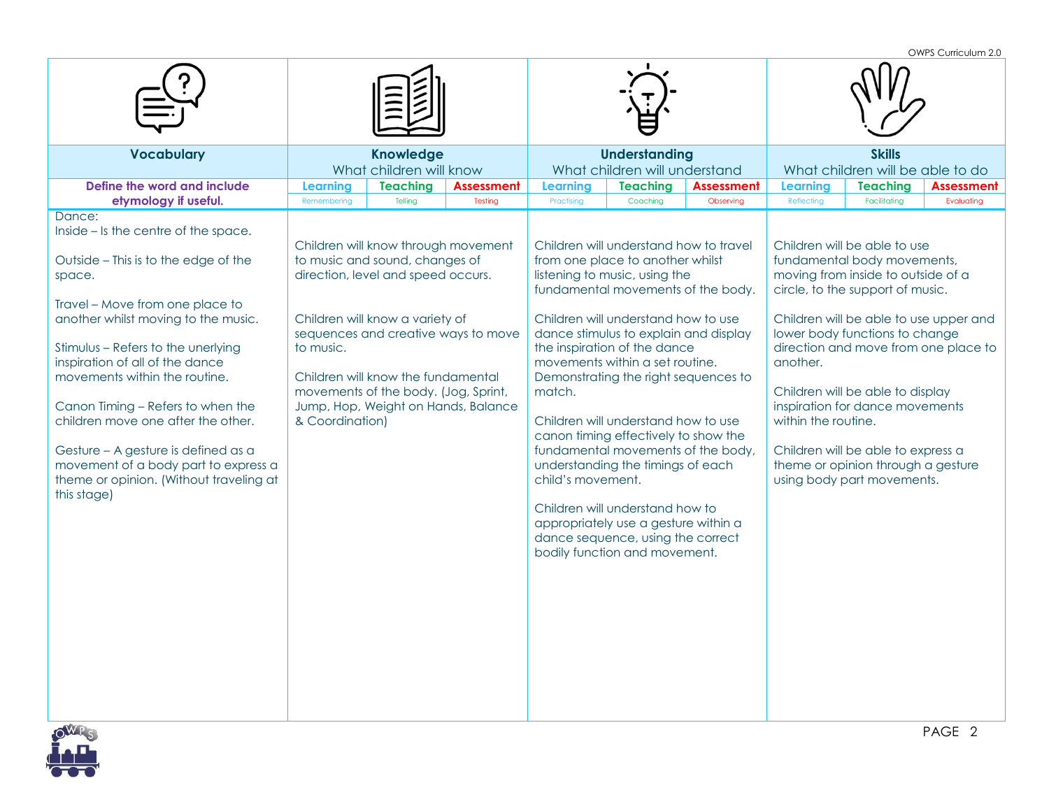| Vocabulary | Knowledge | | | Understanding | | | Skills | | |
|---|---|---|---|---|---|---|---|---|---|
| | What children will know | | | What children will understand | | | What children will be able to do | | |
| Define the word and include etymology if useful. | Learning | Teaching | Assessment | Learning | Teaching | Assessment | Learning | Teaching | Assessment |
| | Remembering | Telling | Testing | Practising | Coaching | Observing | Reflecting | Facilitating | Evaluating |
| Dance:<br>Inside – Is the centre of the space.<br><br>Outside – This is to the edge of the space.<br><br>Travel – Move from one place to another whilst moving to the music.<br><br>Stimulus – Refers to the unerlying inspiration of all of the dance movements within the routine.<br><br>Canon Timing – Refers to when the children move one after the other.<br><br>Gesture – A gesture is defined as a movement of a body part to express a theme or opinion. (Without traveling at this stage) | Children will know through movement to music and sound, changes of direction, level and speed occurs.<br><br>Children will know a variety of sequences and creative ways to move to music.<br><br>Children will know the fundamental movements of the body. (Jog, Sprint, Jump, Hop, Weight on Hands, Balance & Coordination) | | | Children will understand how to travel from one place to another whilst listening to music, using the fundamental movements of the body.<br><br>Children will understand how to use dance stimulus to explain and display the inspiration of the dance movements within a set routine. Demonstrating the right sequences to match.<br><br>Children will understand how to use canon timing effectively to show the fundamental movements of the body, understanding the timings of each child's movement.<br><br>Children will understand how to appropriately use a gesture within a dance sequence, using the correct bodily function and movement. | | | Children will be able to use fundamental body movements, moving from inside to outside of a circle, to the support of music.<br><br>Children will be able to use upper and lower body functions to change direction and move from one place to another.<br><br>Children will be able to display inspiration for dance movements within the routine.<br><br>Children will be able to express a theme or opinion through a gesture using body part movements. | | |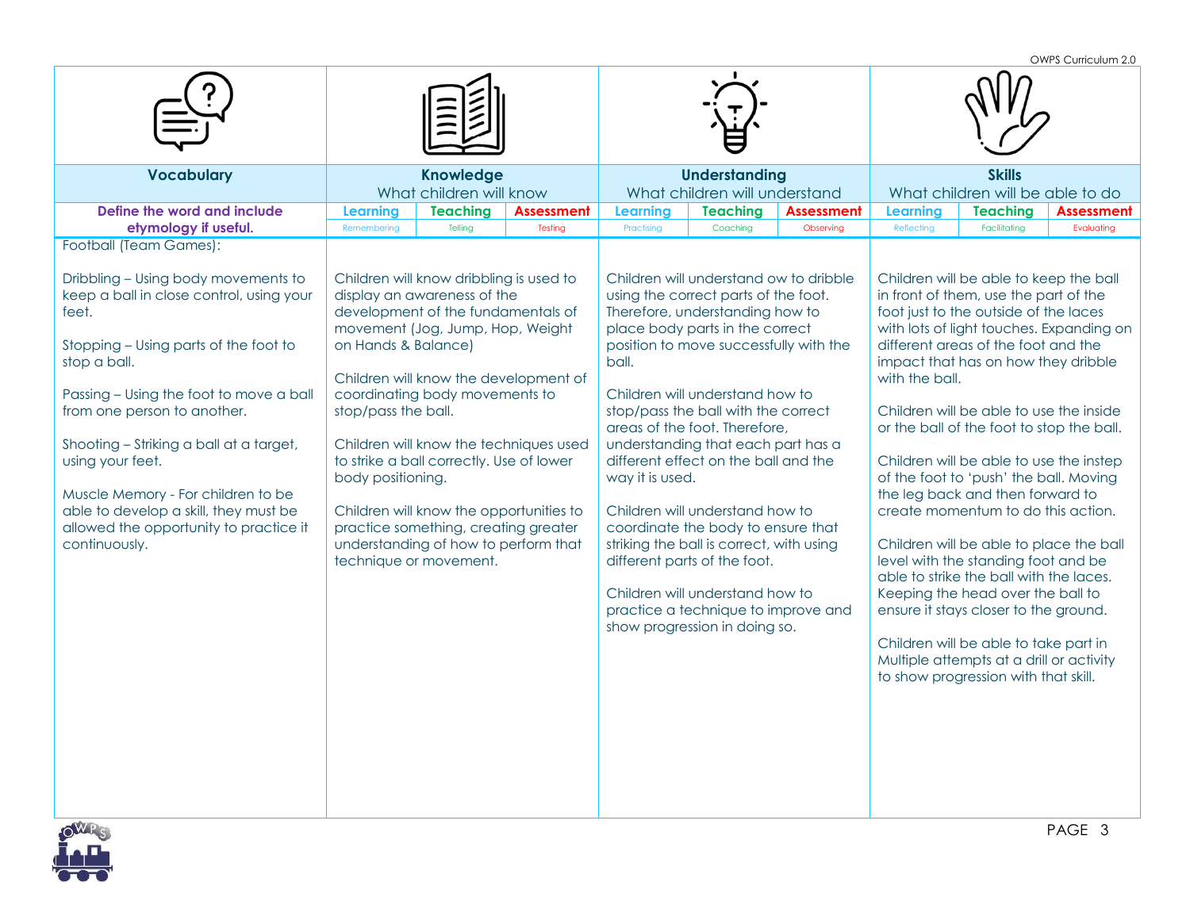| Vocabulary | Knowledge | | | Understanding | | | Skills | | |
|---|---|---|---|---|---|---|---|---|---|
| | What children will know | | | What children will understand | | | What children will be able to do | | |
| Define the word and include etymology if useful. | Learning | Teaching | Assessment | Learning | Teaching | Assessment | Learning | Teaching | Assessment |
| | Remembering | Telling | Testing | Practising | Coaching | Observing | Reflecting | Facilitating | Evaluating |
| Football (Team Games):<br><br>Dribbling – Using body movements to keep a ball in close control, using your feet.<br><br>Stopping – Using parts of the foot to stop a ball.<br><br>Passing – Using the foot to move a ball from one person to another.<br><br>Shooting – Striking a ball at a target, using your feet.<br><br>Muscle Memory - For children to be able to develop a skill, they must be allowed the opportunity to practice it continuously. | Children will know dribbling is used to display an awareness of the development of the fundamentals of movement (Jog, Jump, Hop, Weight on Hands & Balance)<br><br>Children will know the development of coordinating body movements to stop/pass the ball.<br><br>Children will know the techniques used to strike a ball correctly. Use of lower body positioning.<br><br>Children will know the opportunities to practice something, creating greater understanding of how to perform that technique or movement. | | | Children will understand ow to dribble using the correct parts of the foot. Therefore, understanding how to place body parts in the correct position to move successfully with the ball.<br><br>Children will understand how to stop/pass the ball with the correct areas of the foot. Therefore, understanding that each part has a different effect on the ball and the way it is used.<br><br>Children will understand how to coordinate the body to ensure that striking the ball is correct, with using different parts of the foot.<br><br>Children will understand how to practice a technique to improve and show progression in doing so. | | | Children will be able to keep the ball in front of them, use the part of the foot just to the outside of the laces with lots of light touches. Expanding on different areas of the foot and the impact that has on how they dribble with the ball.<br><br>Children will be able to use the inside or the ball of the foot to stop the ball.<br><br>Children will be able to use the instep of the foot to 'push' the ball. Moving the leg back and then forward to create momentum to do this action.<br><br>Children will be able to place the ball level with the standing foot and be able to strike the ball with the laces. Keeping the head over the ball to ensure it stays closer to the ground.<br><br>Children will be able to take part in Multiple attempts at a drill or activity to show progression with that skill. | | |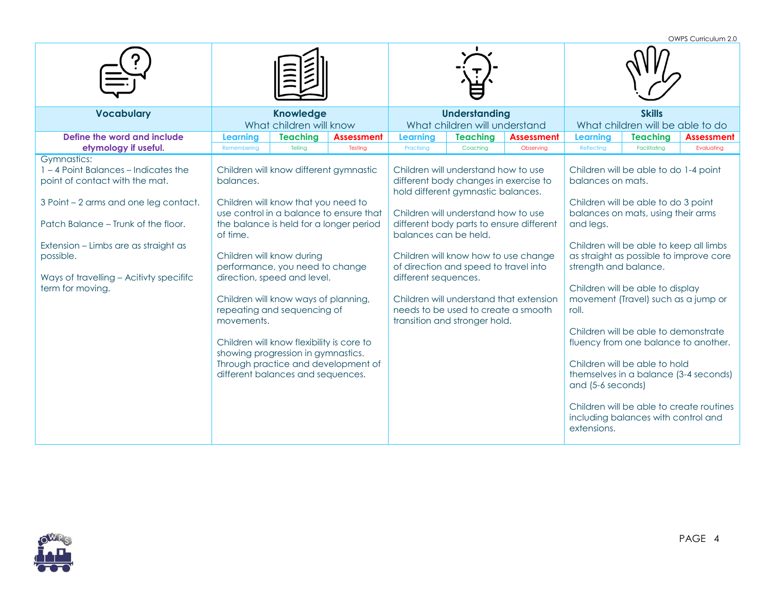| Vocabulary | Knowledge | | | Understanding | | | Skills | | |
|---|---|---|---|---|---|---|---|---|---|
| | What children will know | | | What children will understand | | | What children will be able to do | | |
| Define the word and include etymology if useful. | Learning | Teaching | Assessment | Learning | Teaching | Assessment | Learning | Teaching | Assessment |
| | Remembering | Telling | Testing | Practising | Coaching | Observing | Reflecting | Facilitating | Evaluating |
| Gymnastics:<br>1 – 4 Point Balances – Indicates the point of contact with the mat.<br><br>3 Point – 2 arms and one leg contact.<br><br>Patch Balance – Trunk of the floor.<br><br>Extension – Limbs are as straight as possible.<br><br>Ways of travelling – Acitivty specififc term for moving. | Children will know different gymnastic balances.<br><br>Children will know that you need to use control in a balance to ensure that the balance is held for a longer period of time.<br><br>Children will know during performance, you need to change direction, speed and level.<br><br>Children will know ways of planning, repeating and sequencing of movements.<br><br>Children will know flexibility is core to showing progression in gymnastics. Through practice and development of different balances and sequences. | | | Children will understand how to use different body changes in exercise to hold different gymnastic balances.<br><br>Children will understand how to use different body parts to ensure different balances can be held.<br><br>Children will know how to use change of direction and speed to travel into different sequences.<br><br>Children will understand that extension needs to be used to create a smooth transition and stronger hold. | | | Children will be able to do 1-4 point balances on mats.<br><br>Children will be able to do 3 point balances on mats, using their arms and legs.<br><br>Children will be able to keep all limbs as straight as possible to improve core strength and balance.<br><br>Children will be able to display movement (Travel) such as a jump or roll.<br><br>Children will be able to demonstrate fluency from one balance to another.<br><br>Children will be able to hold themselves in a balance (3-4 seconds) and (5-6 seconds)<br><br>Children will be able to create routines including balances with control and extensions. | | |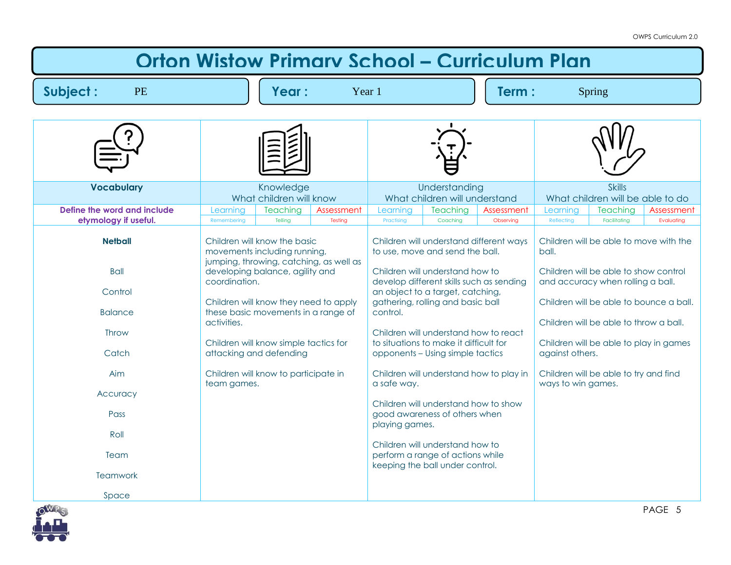# Orton Wistow Primary School – Curriculum Plan

**Subject :** PE | **Year :** Year 1 | **Term :** Spring

| Vocabulary | Knowledge<br>What children will know | | | Understanding<br>What children will understand | | | Skills<br>What children will be able to do | | |
|---|---|---|---|---|---|---|---|---|---|
| **Define the word and include etymology if useful.** | Learning<br>Remembering | Teaching<br>Telling | Assessment<br>Testing | Learning<br>Practising | Teaching<br>Coaching | Assessment<br>Observing | Learning<br>Reflecting | Teaching<br>Facilitating | Assessment<br>Evaluating |
| **Netball**<br><br>Ball<br><br>Control<br><br>Balance<br><br>Throw<br><br>Catch<br><br>Aim<br><br>Accuracy<br><br>Pass<br><br>Roll<br><br>Team<br><br>Teamwork<br><br>Space | Children will know the basic movements including running, jumping, throwing, catching, as well as developing balance, agility and coordination.<br><br>Children will know they need to apply these basic movements in a range of activities.<br><br>Children will know simple tactics for attacking and defending<br><br>Children will know to participate in team games. | | | Children will understand different ways to use, move and send the ball.<br><br>Children will understand how to develop different skills such as sending an object to a target, catching, gathering, rolling and basic ball control.<br><br>Children will understand how to react to situations to make it difficult for opponents – Using simple tactics<br><br>Children will understand how to play in a safe way.<br><br>Children will understand how to show good awareness of others when playing games.<br><br>Children will understand how to perform a range of actions while keeping the ball under control. | | | Children will be able to move with the ball.<br><br>Children will be able to show control and accuracy when rolling a ball.<br><br>Children will be able to bounce a ball.<br><br>Children will be able to throw a ball.<br><br>Children will be able to play in games against others.<br><br>Children will be able to try and find ways to win games. | | |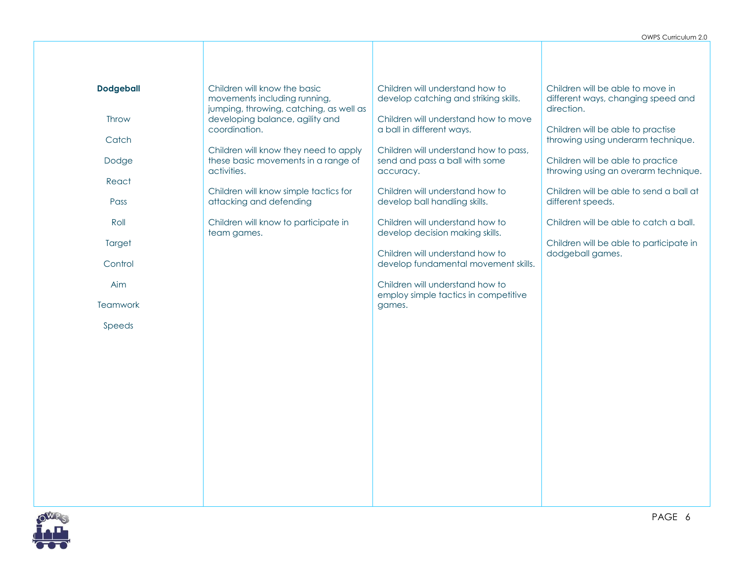| | | | |
|---|---|---|---|
| **Dodgeball**<br><br>Throw<br><br>Catch<br><br>Dodge<br><br>React<br><br>Pass<br><br>Roll<br><br>Target<br><br>Control<br><br>Aim<br><br>Teamwork<br><br>Speeds | Children will know the basic movements including running, jumping, throwing, catching, as well as developing balance, agility and coordination.<br><br>Children will know they need to apply these basic movements in a range of activities.<br><br>Children will know simple tactics for attacking and defending<br><br>Children will know to participate in team games. | Children will understand how to develop catching and striking skills.<br><br>Children will understand how to move a ball in different ways.<br><br>Children will understand how to pass, send and pass a ball with some accuracy.<br><br>Children will understand how to develop ball handling skills.<br><br>Children will understand how to develop decision making skills.<br><br>Children will understand how to develop fundamental movement skills.<br><br>Children will understand how to employ simple tactics in competitive games. | Children will be able to move in different ways, changing speed and direction.<br><br>Children will be able to practise throwing using underarm technique.<br><br>Children will be able to practice throwing using an overarm technique.<br><br>Children will be able to send a ball at different speeds.<br><br>Children will be able to catch a ball.<br><br>Children will be able to participate in dodgeball games. |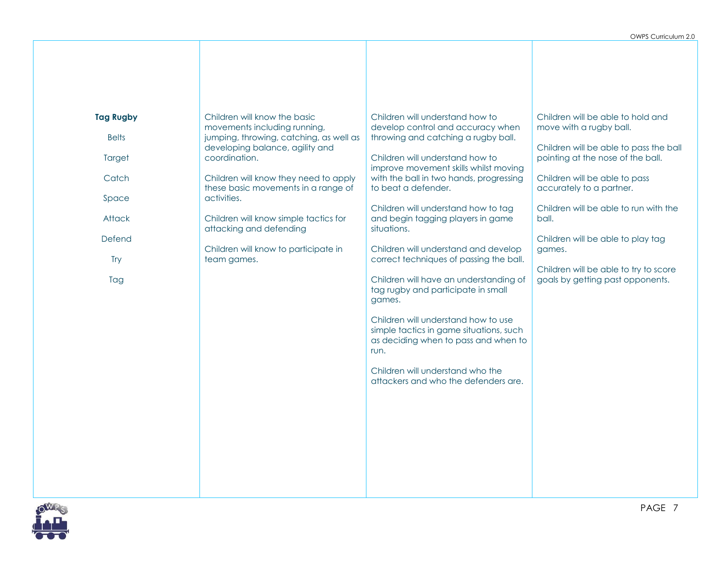| | | | |
|---|---|---|---|
| **Tag Rugby**<br><br>Belts<br><br>Target<br><br>Catch<br><br>Space<br><br>Attack<br><br>Defend<br><br>Try<br><br>Tag | Children will know the basic movements including running, jumping, throwing, catching, as well as developing balance, agility and coordination.<br><br>Children will know they need to apply these basic movements in a range of activities.<br><br>Children will know simple tactics for attacking and defending<br><br>Children will know to participate in team games. | Children will understand how to develop control and accuracy when throwing and catching a rugby ball.<br><br>Children will understand how to improve movement skills whilst moving with the ball in two hands, progressing to beat a defender.<br><br>Children will understand how to tag and begin tagging players in game situations.<br><br>Children will understand and develop correct techniques of passing the ball.<br><br>Children will have an understanding of tag rugby and participate in small games.<br><br>Children will understand how to use simple tactics in game situations, such as deciding when to pass and when to run.<br><br>Children will understand who the attackers and who the defenders are. | Children will be able to hold and move with a rugby ball.<br><br>Children will be able to pass the ball pointing at the nose of the ball.<br><br>Children will be able to pass accurately to a partner.<br><br>Children will be able to run with the ball.<br><br>Children will be able to play tag games.<br><br>Children will be able to try to score goals by getting past opponents. |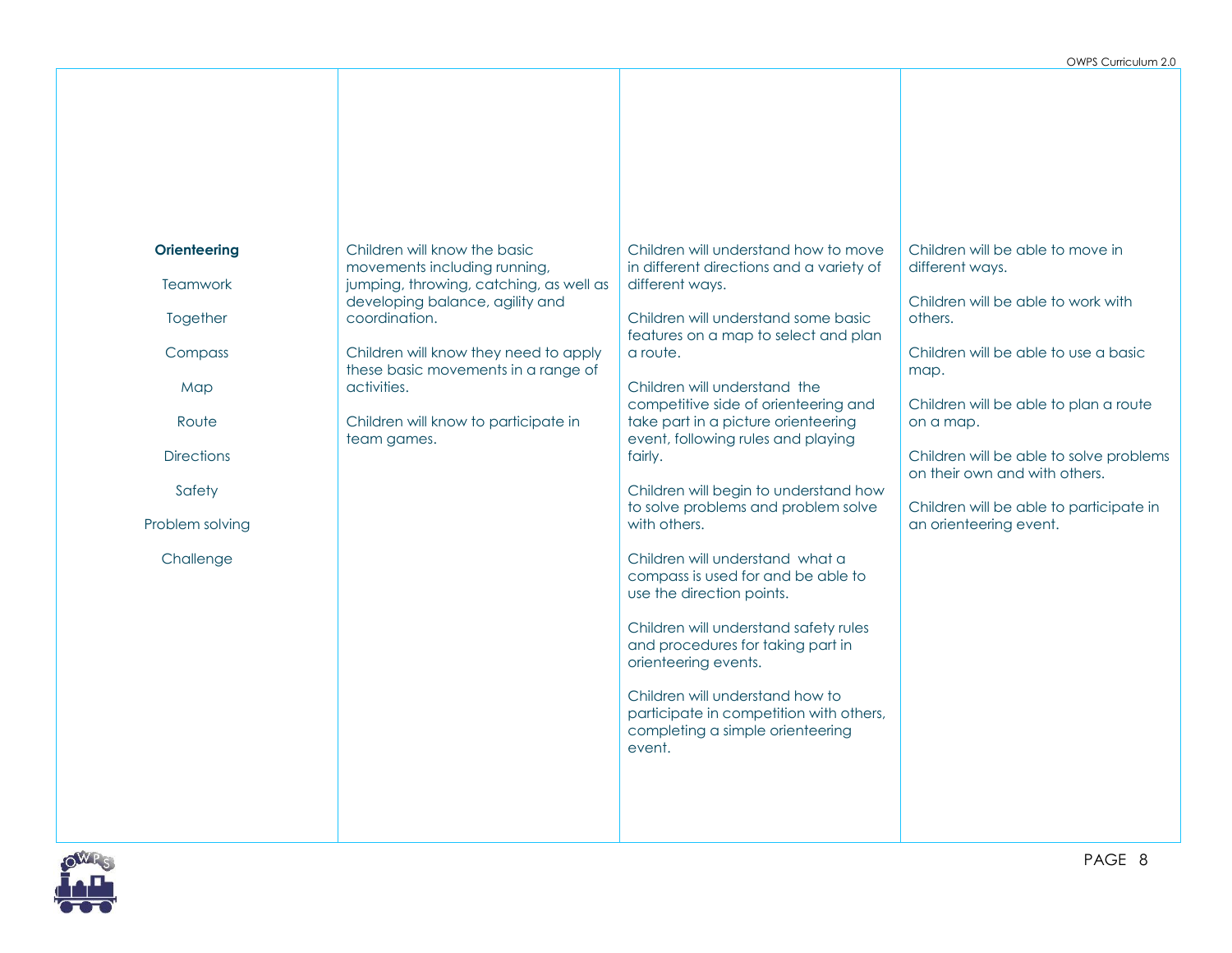| | | | |
|---|---|---|---|
| **Orienteering**<br><br>Teamwork<br><br>Together<br><br>Compass<br><br>Map<br><br>Route<br><br>Directions<br><br>Safety<br><br>Problem solving<br><br>Challenge | Children will know the basic movements including running, jumping, throwing, catching, as well as developing balance, agility and coordination.<br><br>Children will know they need to apply these basic movements in a range of activities.<br><br>Children will know to participate in team games. | Children will understand how to move in different directions and a variety of different ways.<br><br>Children will understand some basic features on a map to select and plan a route.<br><br>Children will understand the competitive side of orienteering and take part in a picture orienteering event, following rules and playing fairly.<br><br>Children will begin to understand how to solve problems and problem solve with others.<br><br>Children will understand what a compass is used for and be able to use the direction points.<br><br>Children will understand safety rules and procedures for taking part in orienteering events.<br><br>Children will understand how to participate in competition with others, completing a simple orienteering event. | Children will be able to move in different ways.<br><br>Children will be able to work with others.<br><br>Children will be able to use a basic map.<br><br>Children will be able to plan a route on a map.<br><br>Children will be able to solve problems on their own and with others.<br><br>Children will be able to participate in an orienteering event. |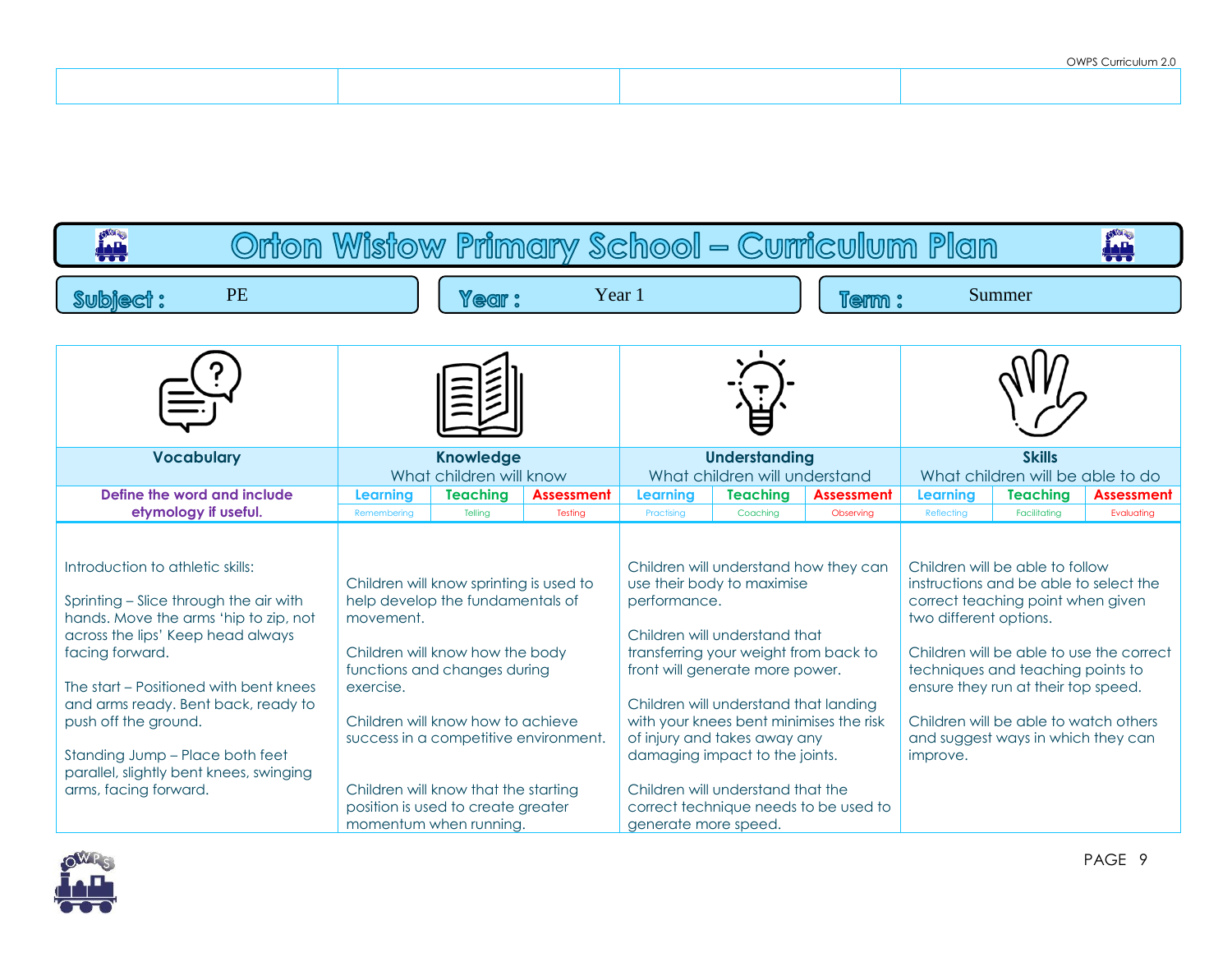# Orton Wistow Primary School – Curriculum Plan

**Subject :** PE | **Year :** Year 1 | **Term :** Summer

| Vocabulary | Knowledge<br>What children will know | | | Understanding<br>What children will understand | | | Skills<br>What children will be able to do | | |
|---|---|---|---|---|---|---|---|---|---|
| Define the word and include etymology if useful. | Learning<br>Remembering | Teaching<br>Telling | Assessment<br>Testing | Learning<br>Practising | Teaching<br>Coaching | Assessment<br>Observing | Learning<br>Reflecting | Teaching<br>Facilitating | Assessment<br>Evaluating |
| Introduction to athletic skills:<br><br>Sprinting – Slice through the air with hands. Move the arms 'hip to zip, not across the lips' Keep head always facing forward.<br><br>The start – Positioned with bent knees and arms ready. Bent back, ready to push off the ground.<br><br>Standing Jump – Place both feet parallel, slightly bent knees, swinging arms, facing forward. | Children will know sprinting is used to help develop the fundamentals of movement.<br><br>Children will know how the body functions and changes during exercise.<br><br>Children will know how to achieve success in a competitive environment.<br><br>Children will know that the starting position is used to create greater momentum when running. | | | Children will understand how they can use their body to maximise performance.<br><br>Children will understand that transferring your weight from back to front will generate more power.<br><br>Children will understand that landing with your knees bent minimises the risk of injury and takes away any damaging impact to the joints.<br><br>Children will understand that the correct technique needs to be used to generate more speed. | | | Children will be able to follow instructions and be able to select the correct teaching point when given two different options.<br><br>Children will be able to use the correct techniques and teaching points to ensure they run at their top speed.<br><br>Children will be able to watch others and suggest ways in which they can improve. | | |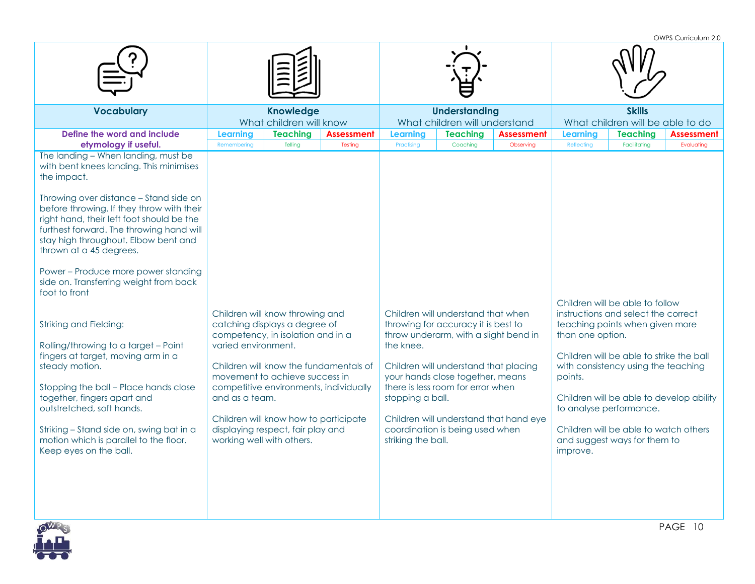| Vocabulary | Knowledge<br>What children will know | | | Understanding<br>What children will understand | | | Skills<br>What children will be able to do | | |
|---|---|---|---|---|---|---|---|---|---|
| Define the word and include etymology if useful. | Learning<br>Remembering | Teaching<br>Telling | Assessment<br>Testing | Learning<br>Practising | Teaching<br>Coaching | Assessment<br>Observing | Learning<br>Reflecting | Teaching<br>Facilitating | Assessment<br>Evaluating |
| The landing – When landing, must be with bent knees landing. This minimises the impact.<br><br>Throwing over distance – Stand side on before throwing. If they throw with their right hand, their left foot should be the furthest forward. The throwing hand will stay high throughout. Elbow bent and thrown at a 45 degrees.<br><br>Power – Produce more power standing side on. Transferring weight from back foot to front<br><br>Striking and Fielding:<br><br>Rolling/throwing to a target – Point fingers at target, moving arm in a steady motion.<br><br>Stopping the ball – Place hands close together, fingers apart and outstretched, soft hands.<br><br>Striking – Stand side on, swing bat in a motion which is parallel to the floor. Keep eyes on the ball. | Children will know throwing and catching displays a degree of competency, in isolation and in a varied environment.<br><br>Children will know the fundamentals of movement to achieve success in competitive environments, individually and as a team.<br><br>Children will know how to participate displaying respect, fair play and working well with others. | | | Children will understand that when throwing for accuracy it is best to throw underarm, with a slight bend in the knee.<br><br>Children will understand that placing your hands close together, means there is less room for error when stopping a ball.<br><br>Children will understand that hand eye coordination is being used when striking the ball. | | | Children will be able to follow instructions and select the correct teaching points when given more than one option.<br><br>Children will be able to strike the ball with consistency using the teaching points.<br><br>Children will be able to develop ability to analyse performance.<br><br>Children will be able to watch others and suggest ways for them to improve. | | |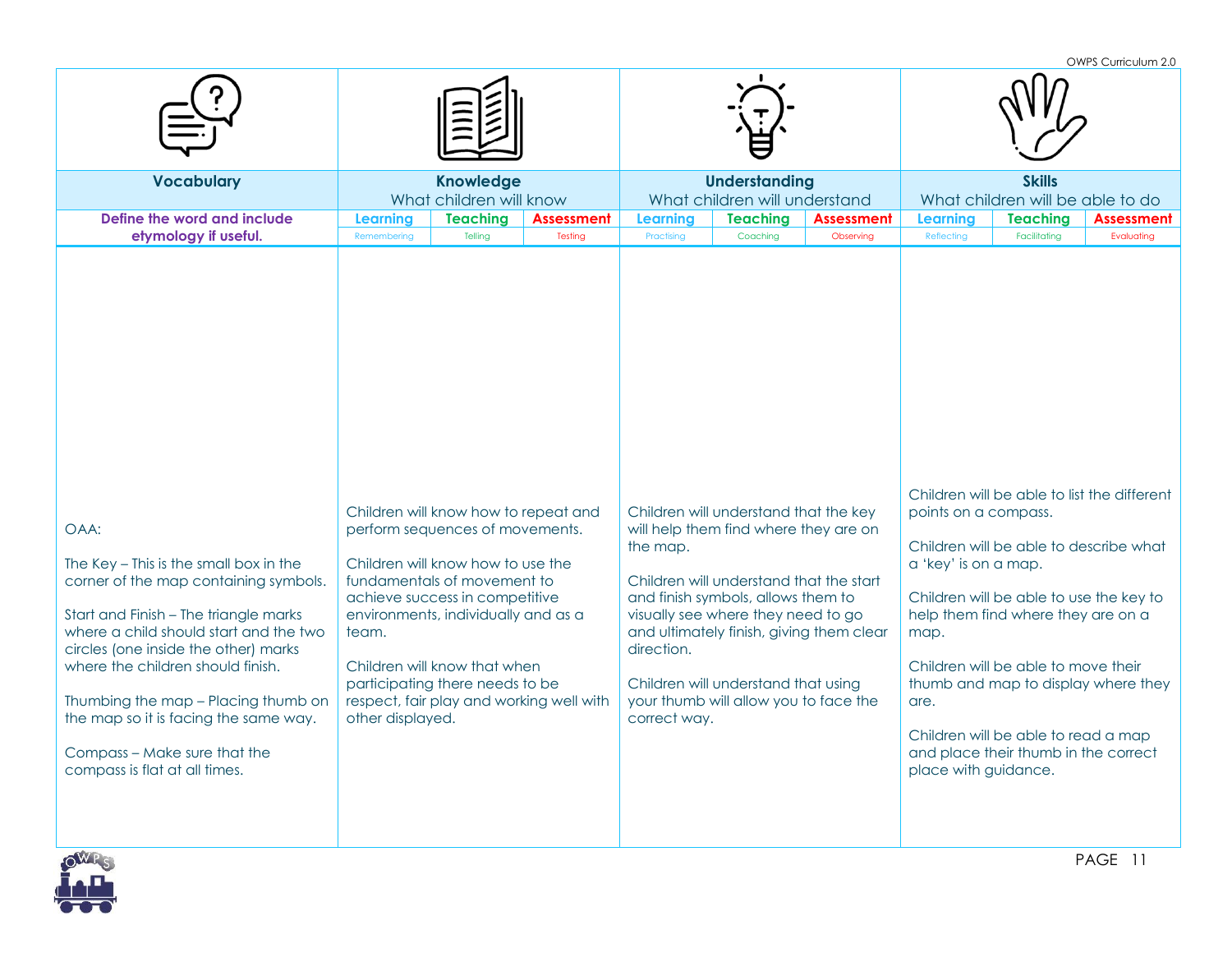| Vocabulary | Knowledge<br>What children will know | | | Understanding<br>What children will understand | | | Skills<br>What children will be able to do | | |
|---|---|---|---|---|---|---|---|---|---|
| Define the word and include etymology if useful. | Learning<br>Remembering | Teaching<br>Telling | Assessment<br>Testing | Learning<br>Practising | Teaching<br>Coaching | Assessment<br>Observing | Learning<br>Reflecting | Teaching<br>Facilitating | Assessment<br>Evaluating |
| OAA:<br><br>The Key – This is the small box in the corner of the map containing symbols.<br><br>Start and Finish – The triangle marks where a child should start and the two circles (one inside the other) marks where the children should finish.<br><br>Thumbing the map – Placing thumb on the map so it is facing the same way.<br><br>Compass – Make sure that the compass is flat at all times. | Children will know how to repeat and perform sequences of movements.<br><br>Children will know how to use the fundamentals of movement to achieve success in competitive environments, individually and as a team.<br><br>Children will know that when participating there needs to be respect, fair play and working well with other displayed. | | | Children will understand that the key will help them find where they are on the map.<br><br>Children will understand that the start and finish symbols, allows them to visually see where they need to go and ultimately finish, giving them clear direction.<br><br>Children will understand that using your thumb will allow you to face the correct way. | | | Children will be able to list the different points on a compass.<br><br>Children will be able to describe what a 'key' is on a map.<br><br>Children will be able to use the key to help them find where they are on a map.<br><br>Children will be able to move their thumb and map to display where they are.<br><br>Children will be able to read a map and place their thumb in the correct place with guidance. | | |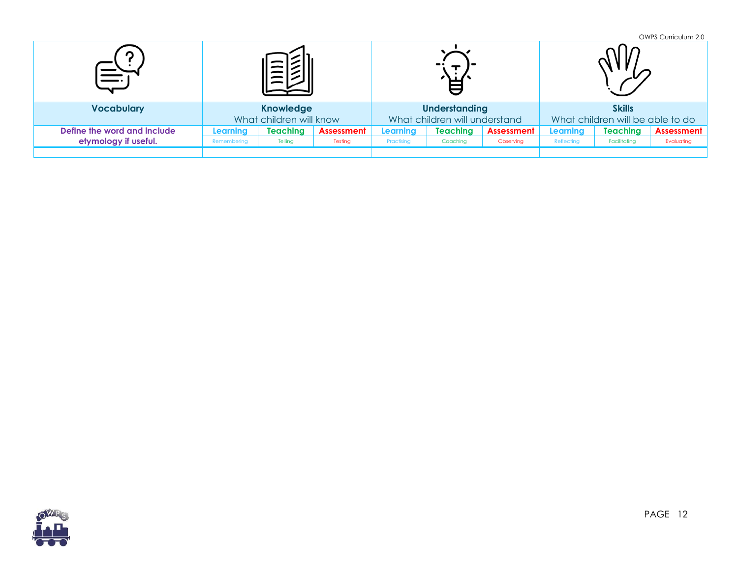| Vocabulary | Knowledge<br>What children will know | | | Understanding<br>What children will understand | | | Skills<br>What children will be able to do | | |
|---|---|---|---|---|---|---|---|---|---|
| Define the word and include etymology if useful. | Learning<br>Remembering | Teaching<br>Telling | Assessment<br>Testing | Learning<br>Practising | Teaching<br>Coaching | Assessment<br>Observing | Learning<br>Reflecting | Teaching<br>Facilitating | Assessment<br>Evaluating |
| | | | | | | | | | |